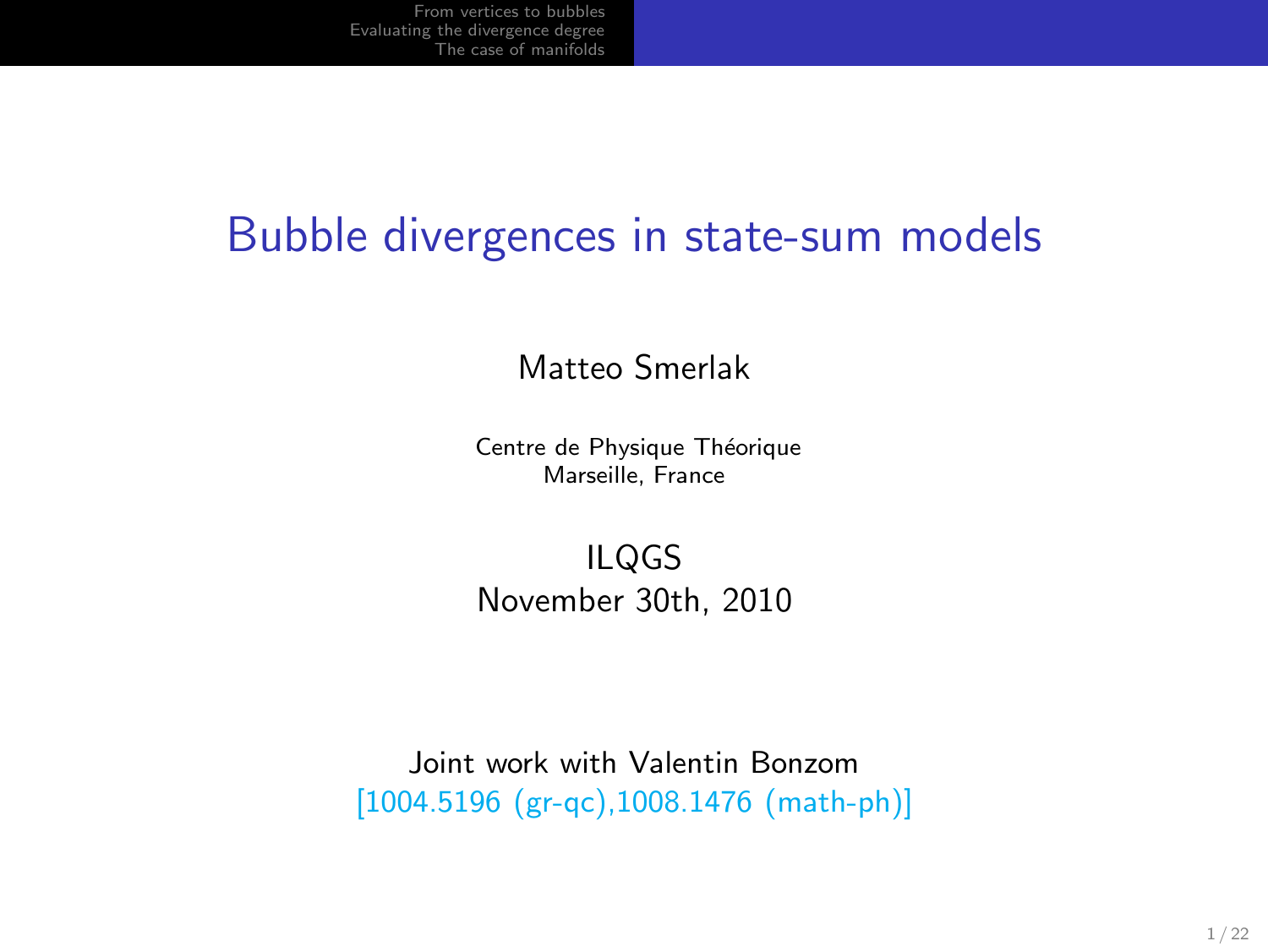# Bubble divergences in state-sum models

Matteo Smerlak

Centre de Physique Théorique
Marseille, France

ILQGS
November 30th, 2010

Joint work with Valentin Bonzom
[1004.5196 (gr-qc),1008.1476 (math-ph)]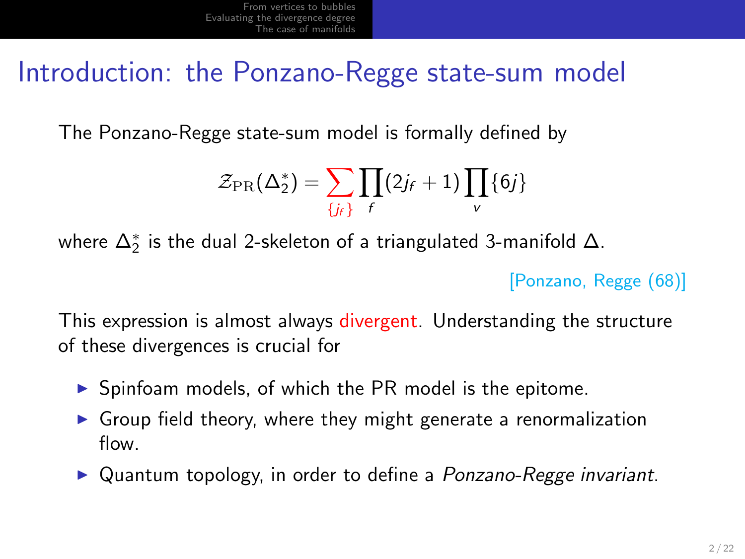# Introduction: the Ponzano-Regge state-sum model

The Ponzano-Regge state-sum model is formally defined by

$$\mathcal{Z}_{\mathrm{PR}}(\Delta_2^*) = \sum_{\{j_f\}} \prod_f (2j_f + 1) \prod_v \{6j\}$$

where $\Delta_2^*$ is the dual 2-skeleton of a triangulated 3-manifold $\Delta$.

[Ponzano, Regge (68)]

This expression is almost always divergent. Understanding the structure of these divergences is crucial for

- Spinfoam models, of which the PR model is the epitome.
- Group field theory, where they might generate a renormalization flow.
- Quantum topology, in order to define a *Ponzano-Regge invariant*.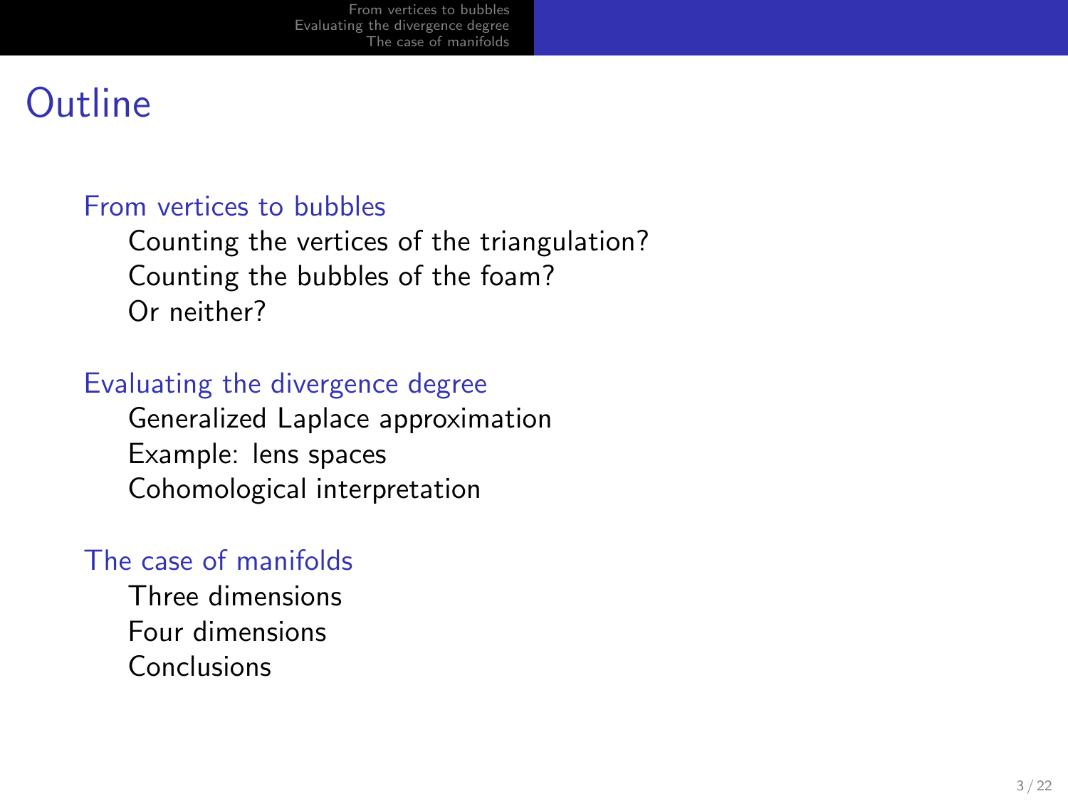# Outline

## From vertices to bubbles

- Counting the vertices of the triangulation?
- Counting the bubbles of the foam?
- Or neither?

## Evaluating the divergence degree

- Generalized Laplace approximation
- Example: lens spaces
- Cohomological interpretation

## The case of manifolds

- Three dimensions
- Four dimensions
- Conclusions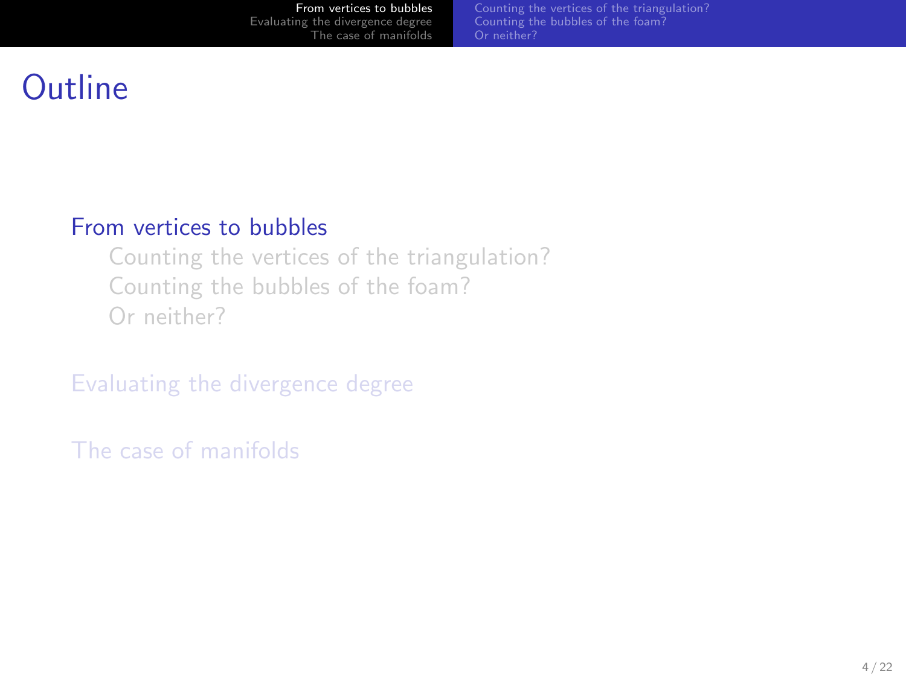# Outline

- From vertices to bubbles
  - Counting the vertices of the triangulation?
  - Counting the bubbles of the foam?
  - Or neither?
- Evaluating the divergence degree
- The case of manifolds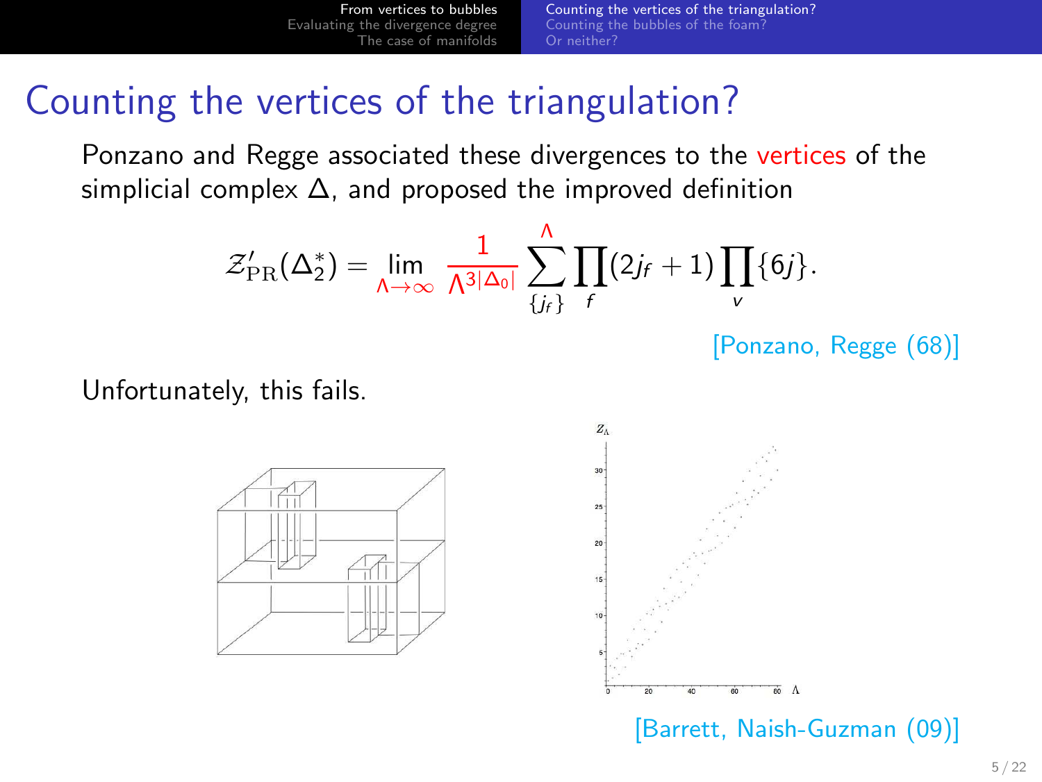# Counting the vertices of the triangulation?

Ponzano and Regge associated these divergences to the vertices of the simplicial complex $\Delta$, and proposed the improved definition

$$\mathcal{Z}'_{\mathrm{PR}}(\Delta_2^*) = \lim_{\Lambda \to \infty} \frac{1}{\Lambda^{3|\Delta_0|}} \sum_{\{j_f\}}^{\Lambda} \prod_f (2j_f + 1) \prod_v \{6j\}.$$

[Ponzano, Regge (68)]

Unfortunately, this fails.

[Barrett, Naish-Guzman (09)]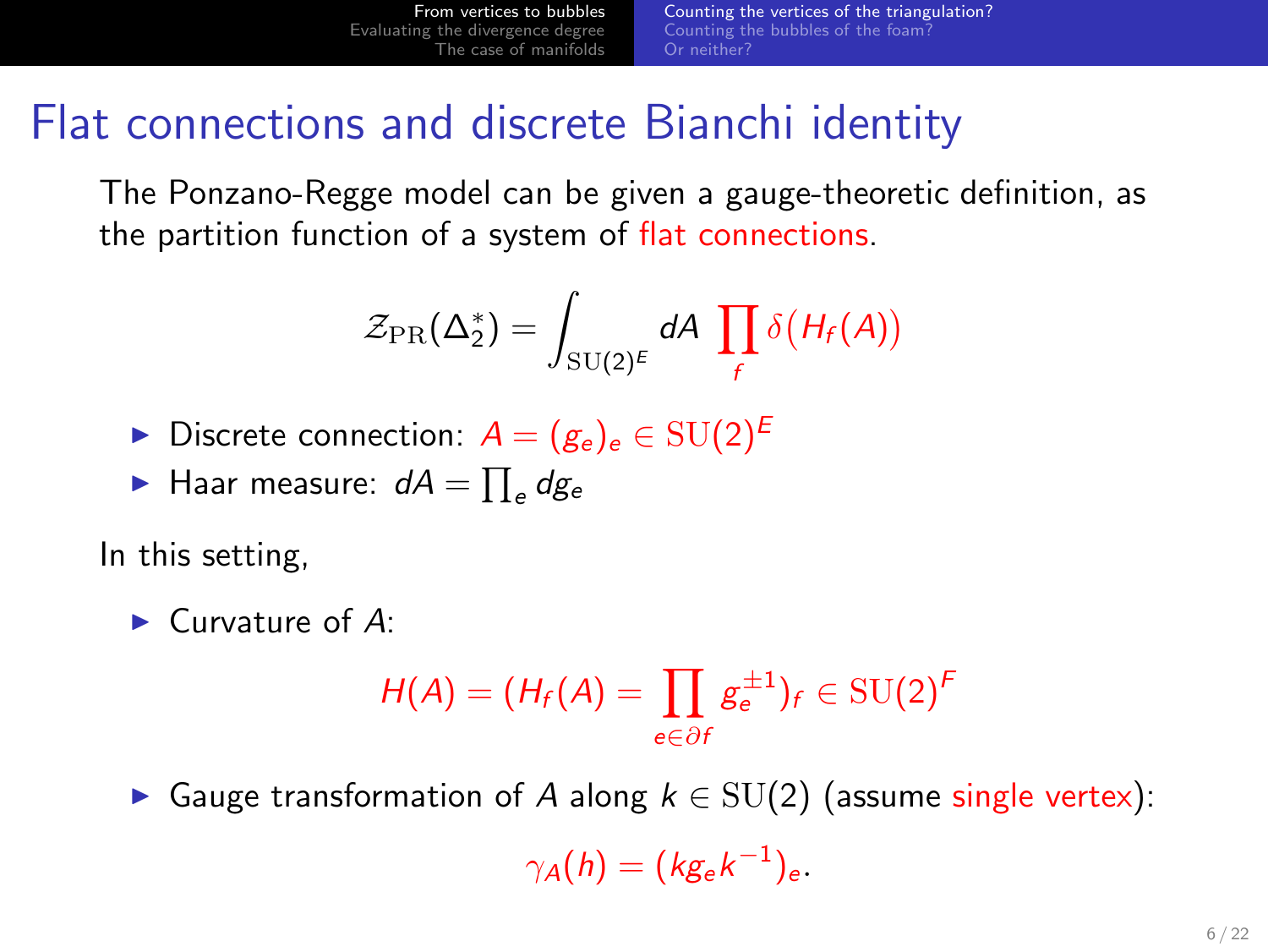# Flat connections and discrete Bianchi identity

The Ponzano-Regge model can be given a gauge-theoretic definition, as the partition function of a system of flat connections.

$$\mathcal{Z}_{\mathrm{PR}}(\Delta_2^*) = \int_{\mathrm{SU}(2)^E} dA \ \prod_f \delta\big(H_f(A)\big)$$

- Discrete connection: $A = (g_e)_e \in \mathrm{SU}(2)^E$
- Haar measure: $dA = \prod_e dg_e$

In this setting,

- Curvature of $A$:

$$H(A) = (H_f(A) = \prod_{e \in \partial f} g_e^{\pm 1})_f \in \mathrm{SU}(2)^F$$

- Gauge transformation of $A$ along $k \in \mathrm{SU}(2)$ (assume single vertex):

$$\gamma_A(h) = (k g_e k^{-1})_e.$$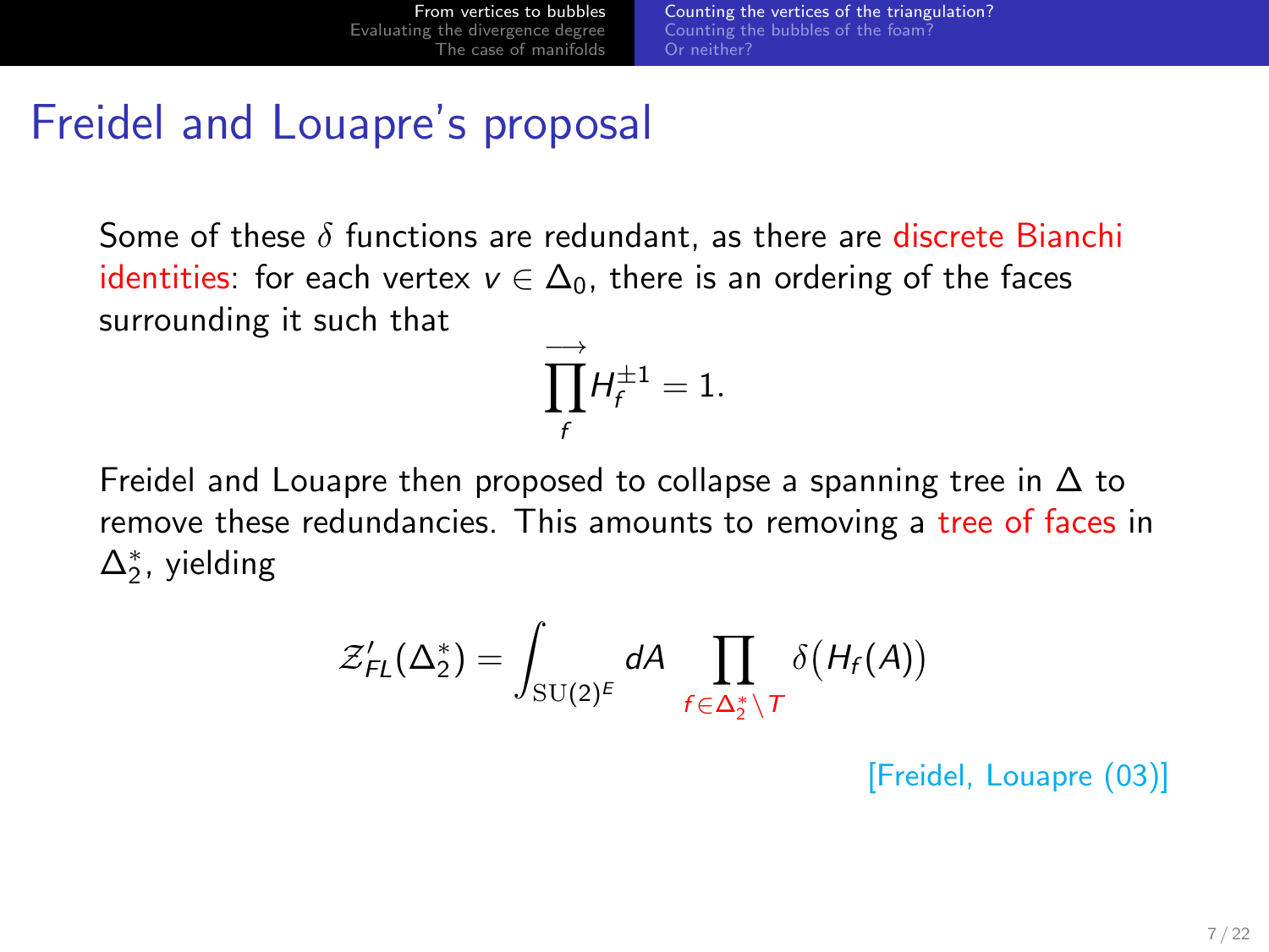# Freidel and Louapre's proposal

Some of these $\delta$ functions are redundant, as there are discrete Bianchi identities: for each vertex $v \in \Delta_0$, there is an ordering of the faces surrounding it such that

$$\overrightarrow{\prod_f} H_f^{\pm 1} = 1.$$

Freidel and Louapre then proposed to collapse a spanning tree in $\Delta$ to remove these redundancies. This amounts to removing a tree of faces in $\Delta_2^*$, yielding

$$\mathcal{Z}'_{FL}(\Delta_2^*) = \int_{\mathrm{SU}(2)^E} dA \prod_{f \in \Delta_2^* \setminus T} \delta\big(H_f(A)\big)$$

[Freidel, Louapre (03)]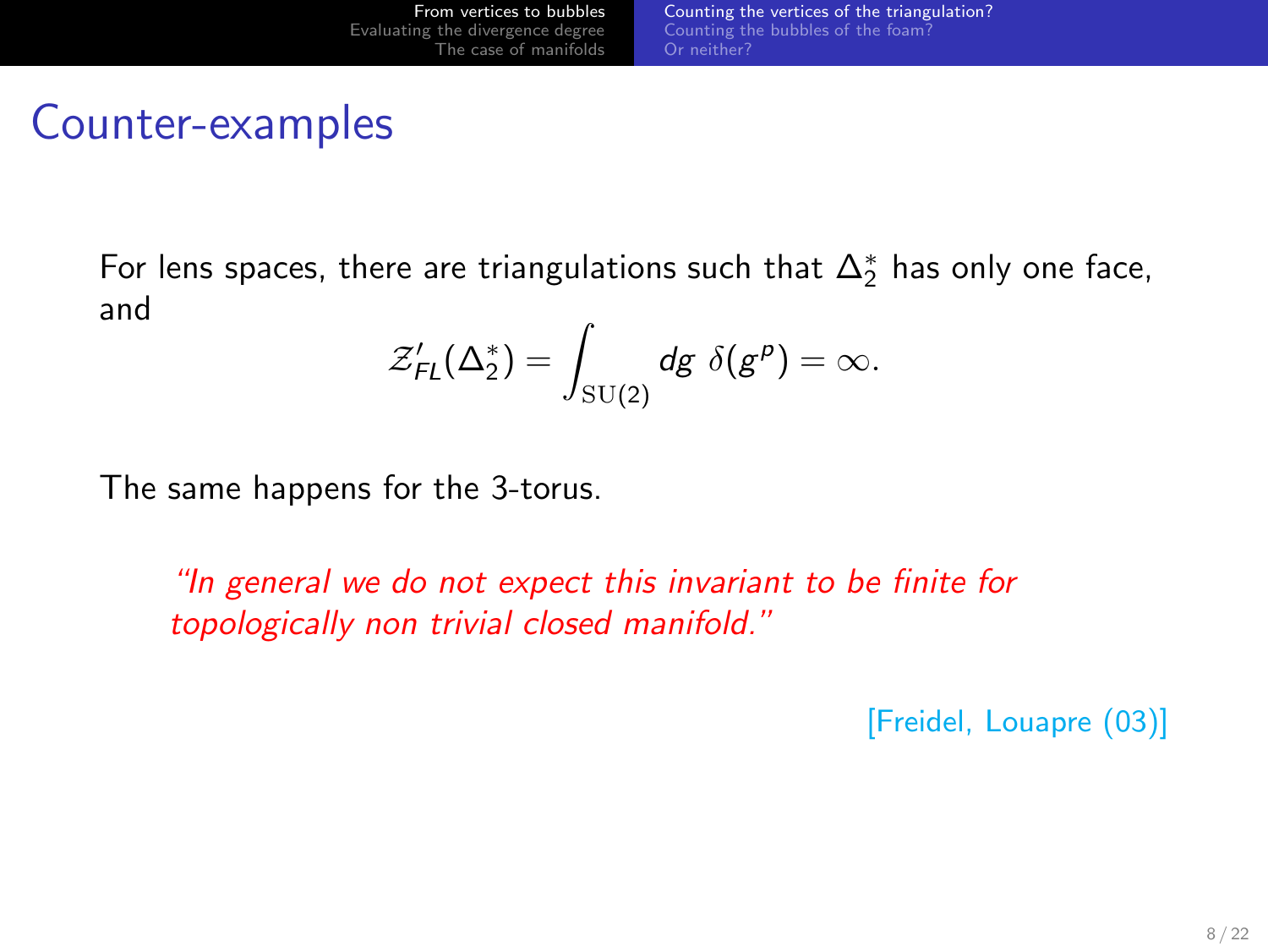# Counter-examples

For lens spaces, there are triangulations such that $\Delta_2^*$ has only one face, and

$$\mathcal{Z}'_{FL}(\Delta_2^*) = \int_{\mathrm{SU}(2)} dg \ \delta(g^p) = \infty.$$

The same happens for the 3-torus.

> *"In general we do not expect this invariant to be finite for topologically non trivial closed manifold."*

[Freidel, Louapre (03)]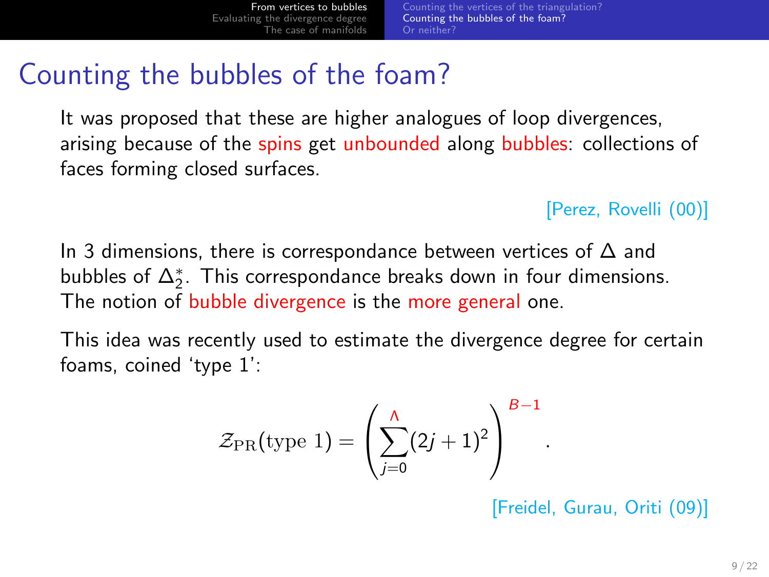# Counting the bubbles of the foam?

It was proposed that these are higher analogues of loop divergences, arising because of the spins get unbounded along bubbles: collections of faces forming closed surfaces.

[Perez, Rovelli (00)]

In 3 dimensions, there is correspondance between vertices of $\Delta$ and bubbles of $\Delta_2^*$. This correspondance breaks down in four dimensions. The notion of bubble divergence is the more general one.

This idea was recently used to estimate the divergence degree for certain foams, coined 'type 1':

$$\mathcal{Z}_{\mathrm{PR}}(\text{type } 1) = \left( \sum_{j=0}^{\Lambda} (2j+1)^2 \right)^{B-1} .$$

[Freidel, Gurau, Oriti (09)]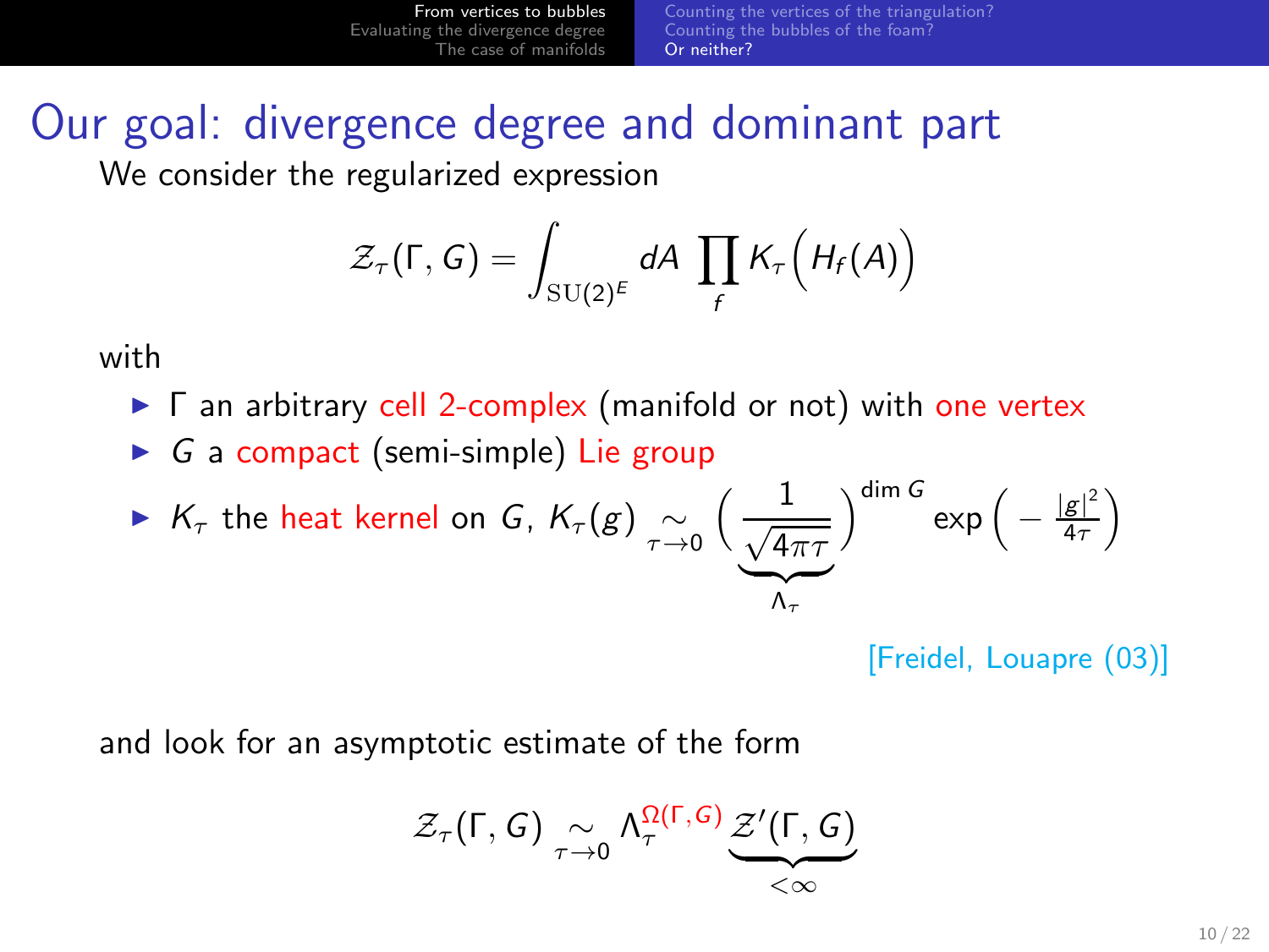# Our goal: divergence degree and dominant part

We consider the regularized expression

$$\mathcal{Z}_\tau(\Gamma, G) = \int_{\mathrm{SU}(2)^E} dA \, \prod_f K_\tau\Big(H_f(A)\Big)$$

with

- $\Gamma$ an arbitrary cell 2-complex (manifold or not) with one vertex
- $G$ a compact (semi-simple) Lie group
- $K_\tau$ the heat kernel on $G$, $K_\tau(g) \underset{\tau \to 0}{\sim} \Big(\underbrace{\frac{1}{\sqrt{4\pi\tau}}}_{\Lambda_\tau}\Big)^{\dim G} \exp\Big(-\frac{|g|^2}{4\tau}\Big)$

[Freidel, Louapre (03)]

and look for an asymptotic estimate of the form

$$\mathcal{Z}_\tau(\Gamma, G) \underset{\tau \to 0}{\sim} \Lambda_\tau^{\Omega(\Gamma, G)} \underbrace{\mathcal{Z}'(\Gamma, G)}_{< \infty}$$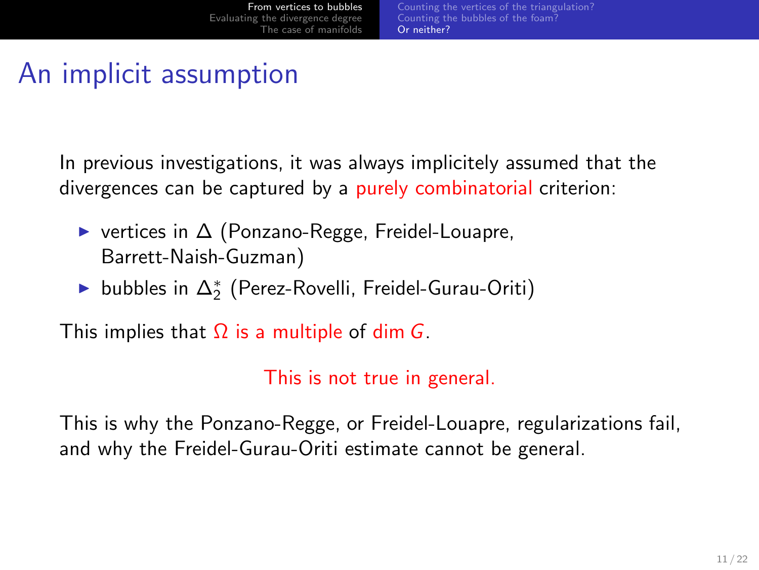# An implicit assumption

In previous investigations, it was always implicitely assumed that the divergences can be captured by a purely combinatorial criterion:

- vertices in $\Delta$ (Ponzano-Regge, Freidel-Louapre, Barrett-Naish-Guzman)
- bubbles in $\Delta_2^*$ (Perez-Rovelli, Freidel-Gurau-Oriti)

This implies that $\Omega$ is a multiple of $\dim G$.

This is not true in general.

This is why the Ponzano-Regge, or Freidel-Louapre, regularizations fail, and why the Freidel-Gurau-Oriti estimate cannot be general.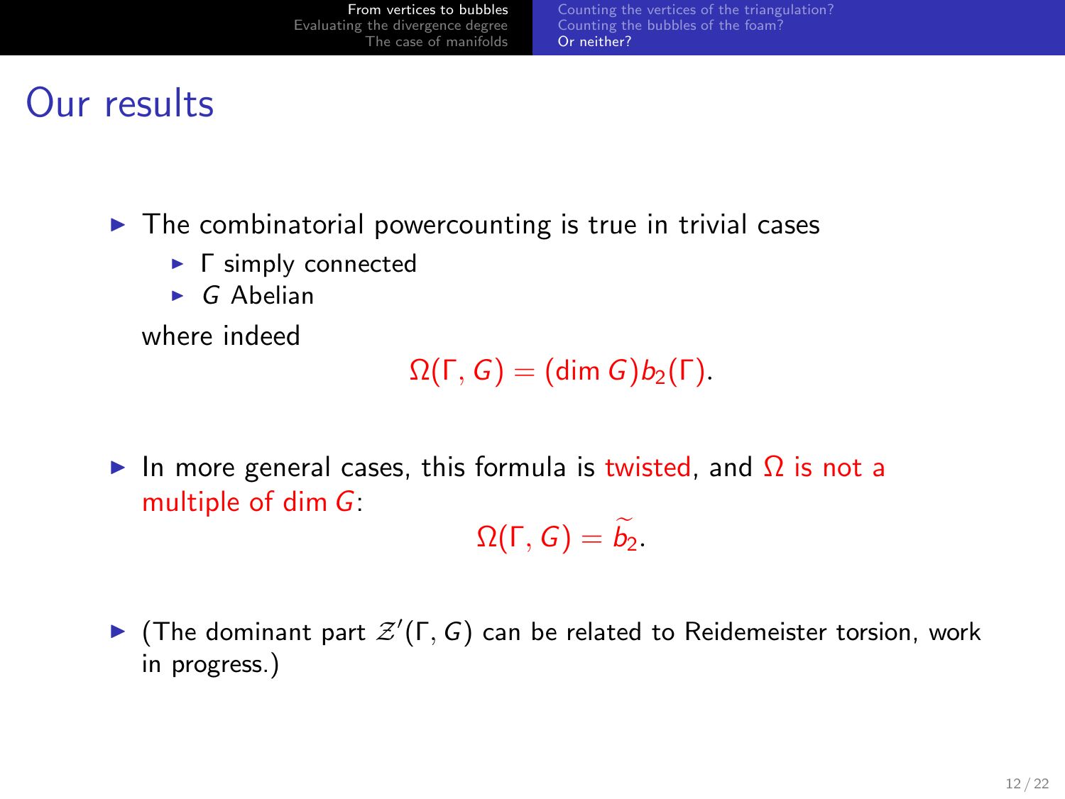# Our results

- The combinatorial powercounting is true in trivial cases
  - $\Gamma$ simply connected
  - $G$ Abelian

  where indeed
  $$\Omega(\Gamma, G) = (\dim G) b_2(\Gamma).$$

- In more general cases, this formula is twisted, and $\Omega$ is not a multiple of $\dim G$:
  $$\Omega(\Gamma, G) = \widetilde{b_2}.$$

- (The dominant part $\mathcal{Z}'(\Gamma, G)$ can be related to Reidemeister torsion, work in progress.)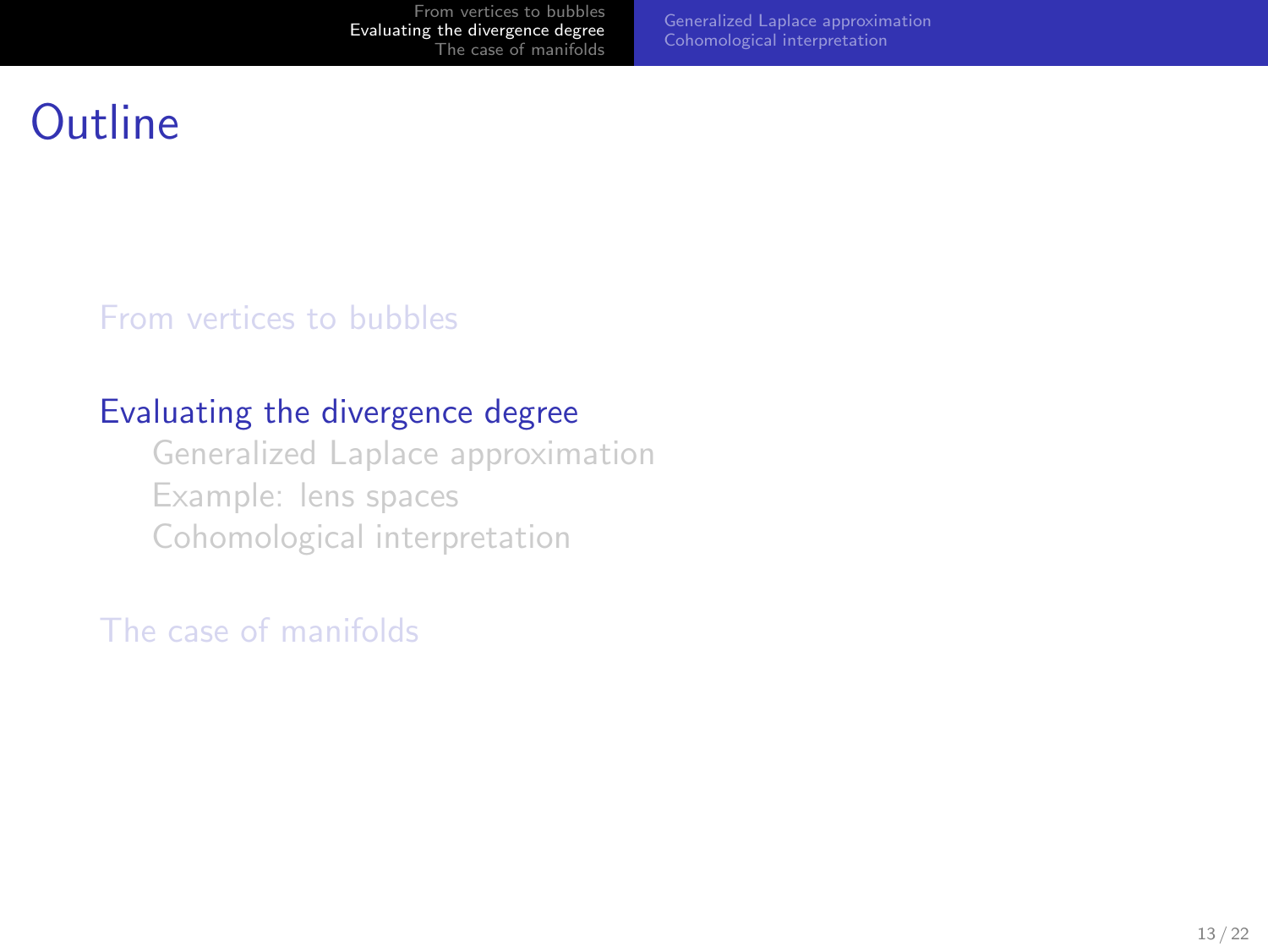# Outline

From vertices to bubbles

Evaluating the divergence degree

- Generalized Laplace approximation
- Example: lens spaces
- Cohomological interpretation

The case of manifolds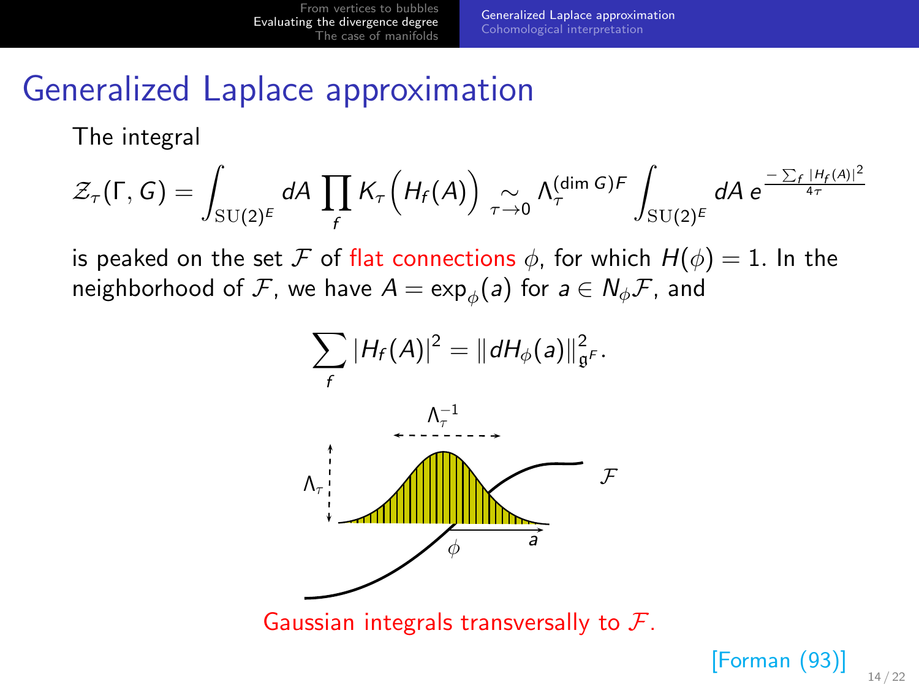# Generalized Laplace approximation

The integral

$$\mathcal{Z}_\tau(\Gamma, G) = \int_{\mathrm{SU}(2)^E} dA \prod_f K_\tau\Big(H_f(A)\Big) \underset{\tau\to 0}{\sim} \Lambda_\tau^{(\dim G)F} \int_{\mathrm{SU}(2)^E} dA \, e^{\frac{-\sum_f |H_f(A)|^2}{4\tau}}$$

is peaked on the set $\mathcal{F}$ of flat connections $\phi$, for which $H(\phi) = 1$. In the neighborhood of $\mathcal{F}$, we have $A = \exp_\phi(a)$ for $a \in N_\phi\mathcal{F}$, and

$$\sum_f |H_f(A)|^2 = \|dH_\phi(a)\|^2_{\mathfrak{g}^F}.$$

Gaussian integrals transversally to $\mathcal{F}$.

[Forman (93)]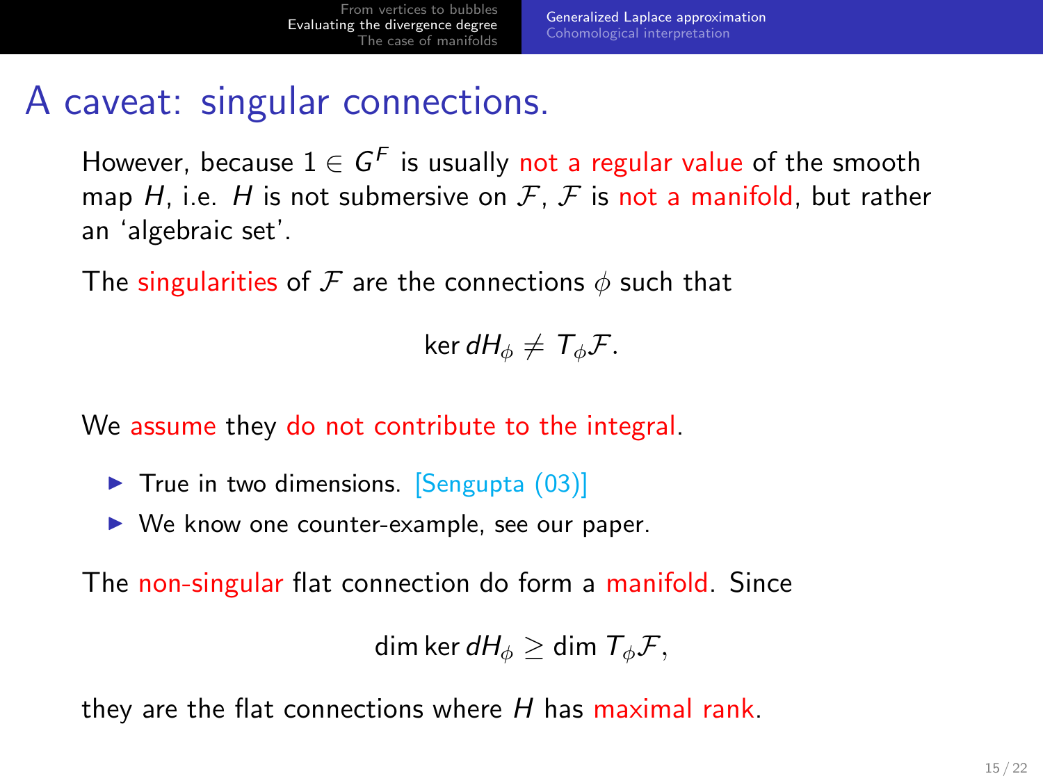# A caveat: singular connections.

However, because $1 \in G^F$ is usually not a regular value of the smooth map $H$, i.e. $H$ is not submersive on $\mathcal{F}$, $\mathcal{F}$ is not a manifold, but rather an 'algebraic set'.

The singularities of $\mathcal{F}$ are the connections $\phi$ such that

$$\ker dH_\phi \neq T_\phi \mathcal{F}.$$

We assume they do not contribute to the integral.

- True in two dimensions. [Sengupta (03)]
- We know one counter-example, see our paper.

The non-singular flat connection do form a manifold. Since

$$\dim \ker dH_\phi \geq \dim T_\phi \mathcal{F},$$

they are the flat connections where $H$ has maximal rank.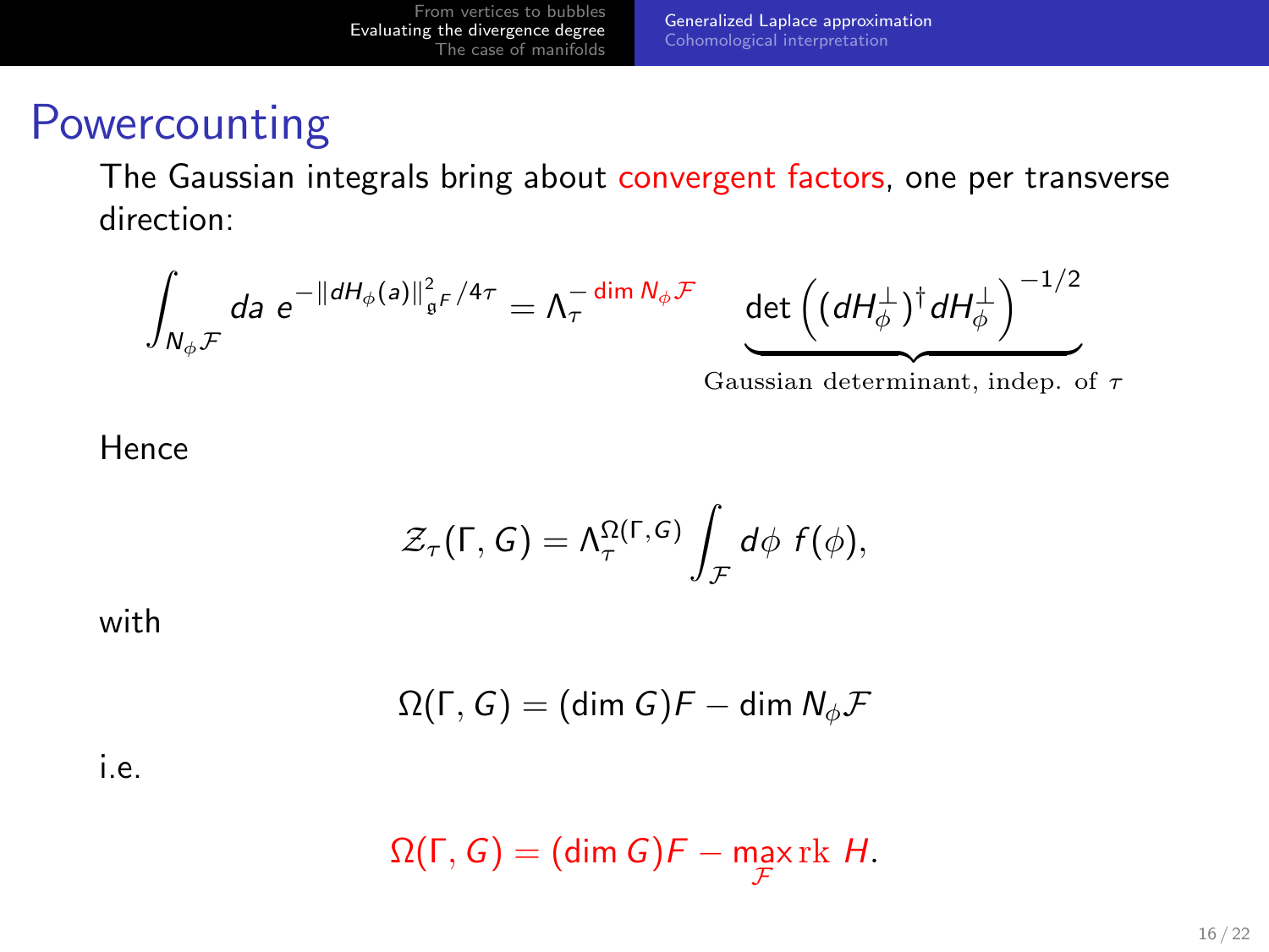# Powercounting

The Gaussian integrals bring about convergent factors, one per transverse direction:

$$\int_{N_\phi \mathcal{F}} da \; e^{-\|dH_\phi(a)\|^2_{\mathfrak{g}^F}/4\tau} = \Lambda_\tau^{-\dim N_\phi \mathcal{F}} \quad \underbrace{\det\left((dH_\phi^\perp)^\dagger dH_\phi^\perp\right)^{-1/2}}_{\text{Gaussian determinant, indep. of } \tau}$$

Hence

$$\mathcal{Z}_\tau(\Gamma, G) = \Lambda_\tau^{\Omega(\Gamma, G)} \int_{\mathcal{F}} d\phi \; f(\phi),$$

with

$$\Omega(\Gamma, G) = (\dim G)F - \dim N_\phi \mathcal{F}$$

i.e.

$$\Omega(\Gamma, G) = (\dim G)F - \max_{\mathcal{F}} \mathrm{rk}\; H.$$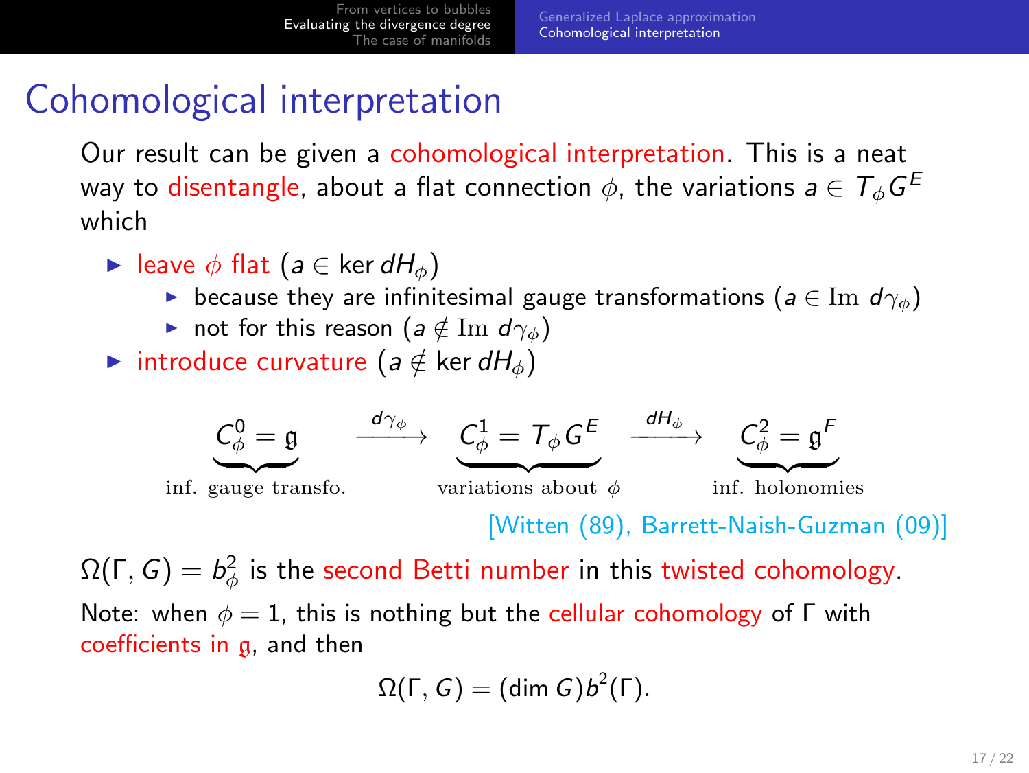# Cohomological interpretation

Our result can be given a cohomological interpretation. This is a neat way to disentangle, about a flat connection $\phi$, the variations $a \in T_\phi G^E$ which

- leave $\phi$ flat ($a \in \ker dH_\phi$)
  - because they are infinitesimal gauge transformations ($a \in \mathrm{Im}\ d\gamma_\phi$)
  - not for this reason ($a \notin \mathrm{Im}\ d\gamma_\phi$)
- introduce curvature ($a \notin \ker dH_\phi$)

$$\underbrace{C^0_\phi = \mathfrak{g}}_{\text{inf. gauge transfo.}} \xrightarrow{d\gamma_\phi} \underbrace{C^1_\phi = T_\phi G^E}_{\text{variations about } \phi} \xrightarrow{dH_\phi} \underbrace{C^2_\phi = \mathfrak{g}^F}_{\text{inf. holonomies}}$$

[Witten (89), Barrett-Naish-Guzman (09)]

$\Omega(\Gamma, G) = b^2_\phi$ is the second Betti number in this twisted cohomology.

Note: when $\phi = 1$, this is nothing but the cellular cohomology of $\Gamma$ with coefficients in $\mathfrak{g}$, and then

$$\Omega(\Gamma, G) = (\dim G) b^2(\Gamma).$$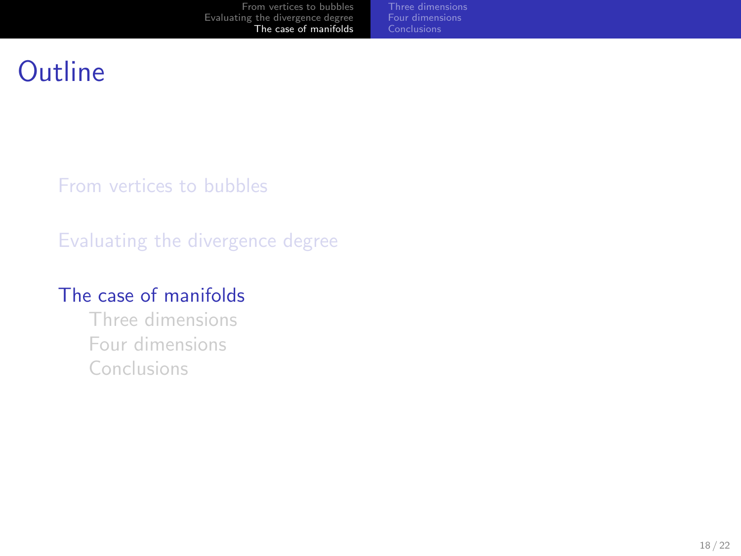# Outline

- From vertices to bubbles
- Evaluating the divergence degree
- The case of manifolds
  - Three dimensions
  - Four dimensions
  - Conclusions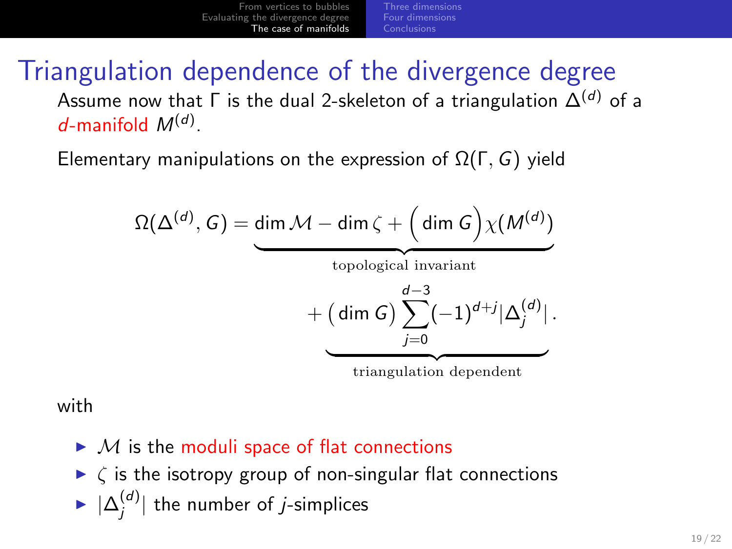# Triangulation dependence of the divergence degree

Assume now that $\Gamma$ is the dual 2-skeleton of a triangulation $\Delta^{(d)}$ of a *d*-manifold $M^{(d)}$.

Elementary manipulations on the expression of $\Omega(\Gamma, G)$ yield

$$\Omega(\Delta^{(d)}, G) = \underbrace{\dim \mathcal{M} - \dim \zeta + \Big(\dim G\Big)\chi(M^{(d)})}_{\text{topological invariant}} + \underbrace{\big(\dim G\big)\sum_{j=0}^{d-3}(-1)^{d+j}|\Delta_j^{(d)}|}_{\text{triangulation dependent}}.$$

with

- $\mathcal{M}$ is the moduli space of flat connections
- $\zeta$ is the isotropy group of non-singular flat connections
- $|\Delta_j^{(d)}|$ the number of $j$-simplices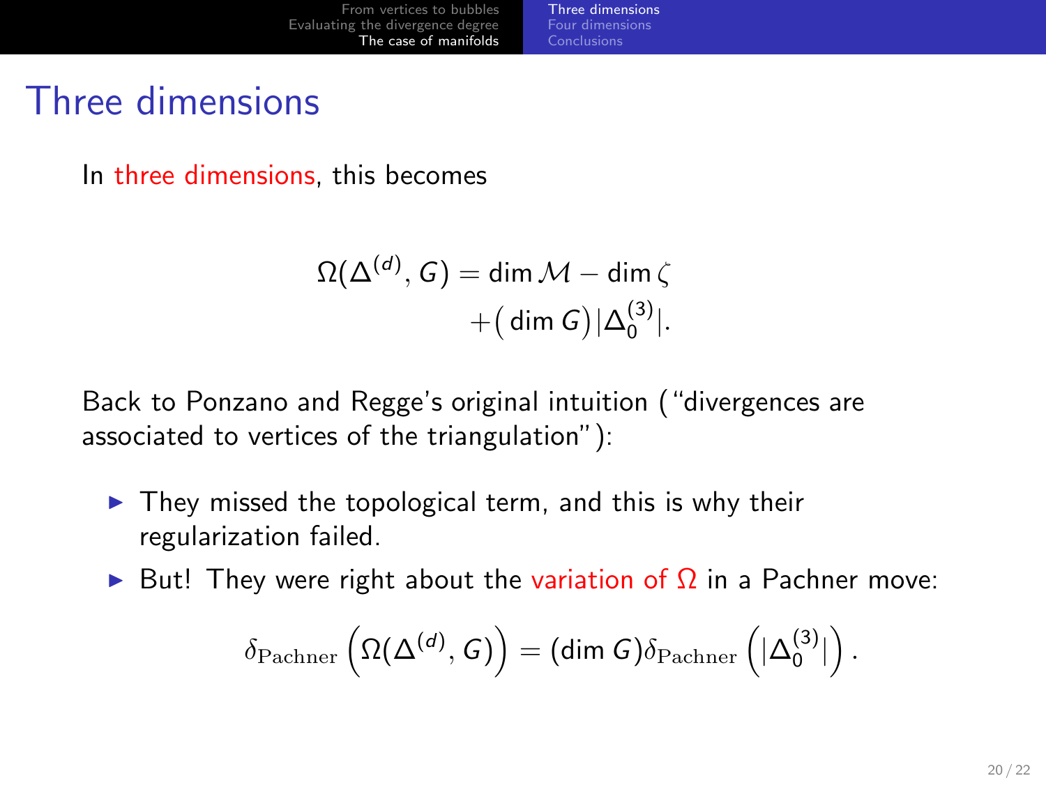# Three dimensions

In three dimensions, this becomes

$$\Omega(\Delta^{(d)}, G) = \dim \mathcal{M} - \dim \zeta \\ +\big(\dim G\big)|\Delta_0^{(3)}|.$$

Back to Ponzano and Regge's original intuition ("divergences are associated to vertices of the triangulation"):

- They missed the topological term, and this is why their regularization failed.
- But! They were right about the variation of $\Omega$ in a Pachner move:

$$\delta_{\mathrm{Pachner}}\left(\Omega(\Delta^{(d)}, G)\right) = (\dim G)\delta_{\mathrm{Pachner}}\left(|\Delta_0^{(3)}|\right).$$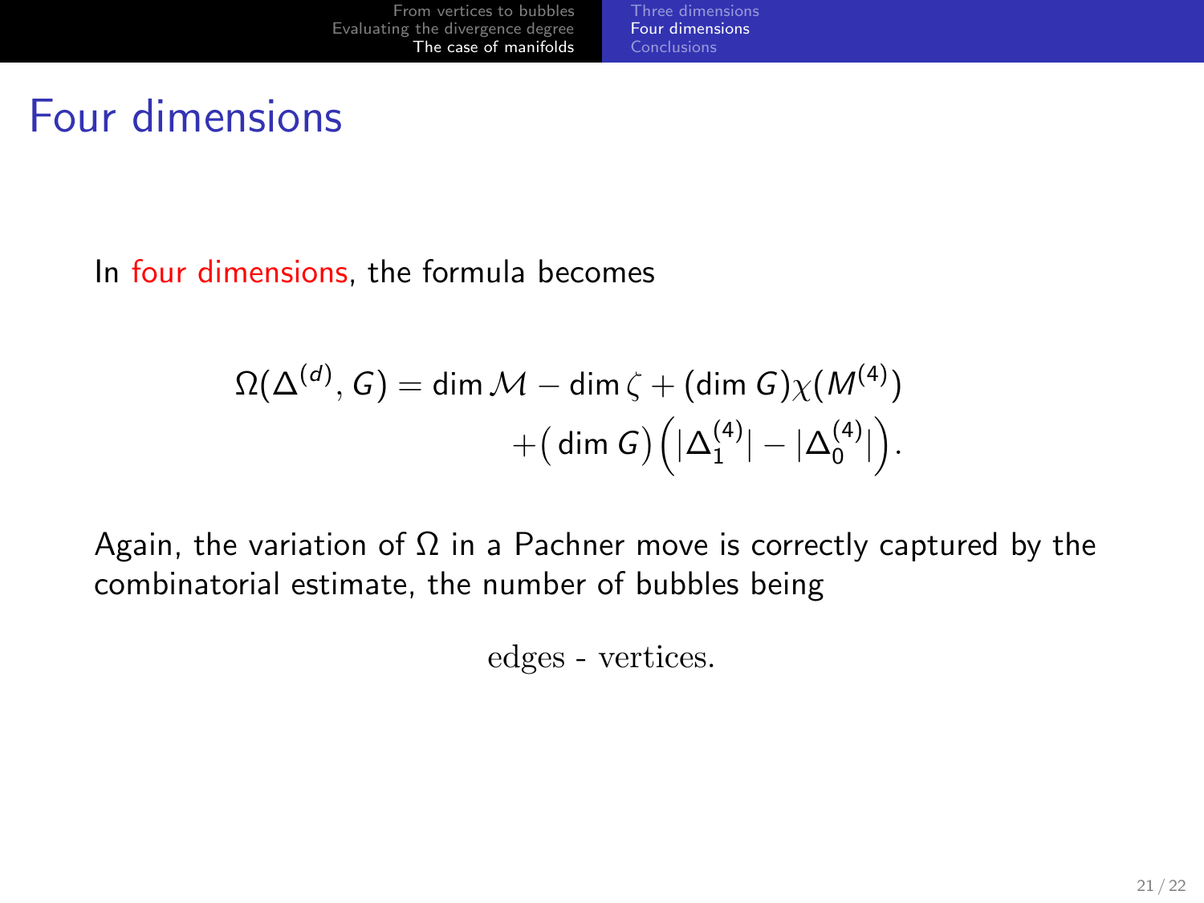# Four dimensions

In four dimensions, the formula becomes

$$\Omega(\Delta^{(d)}, G) = \dim \mathcal{M} - \dim \zeta + (\dim G)\chi(M^{(4)}) + \big(\dim G\big)\Big(|\Delta_1^{(4)}| - |\Delta_0^{(4)}|\Big).$$

Again, the variation of $\Omega$ in a Pachner move is correctly captured by the combinatorial estimate, the number of bubbles being

edges - vertices.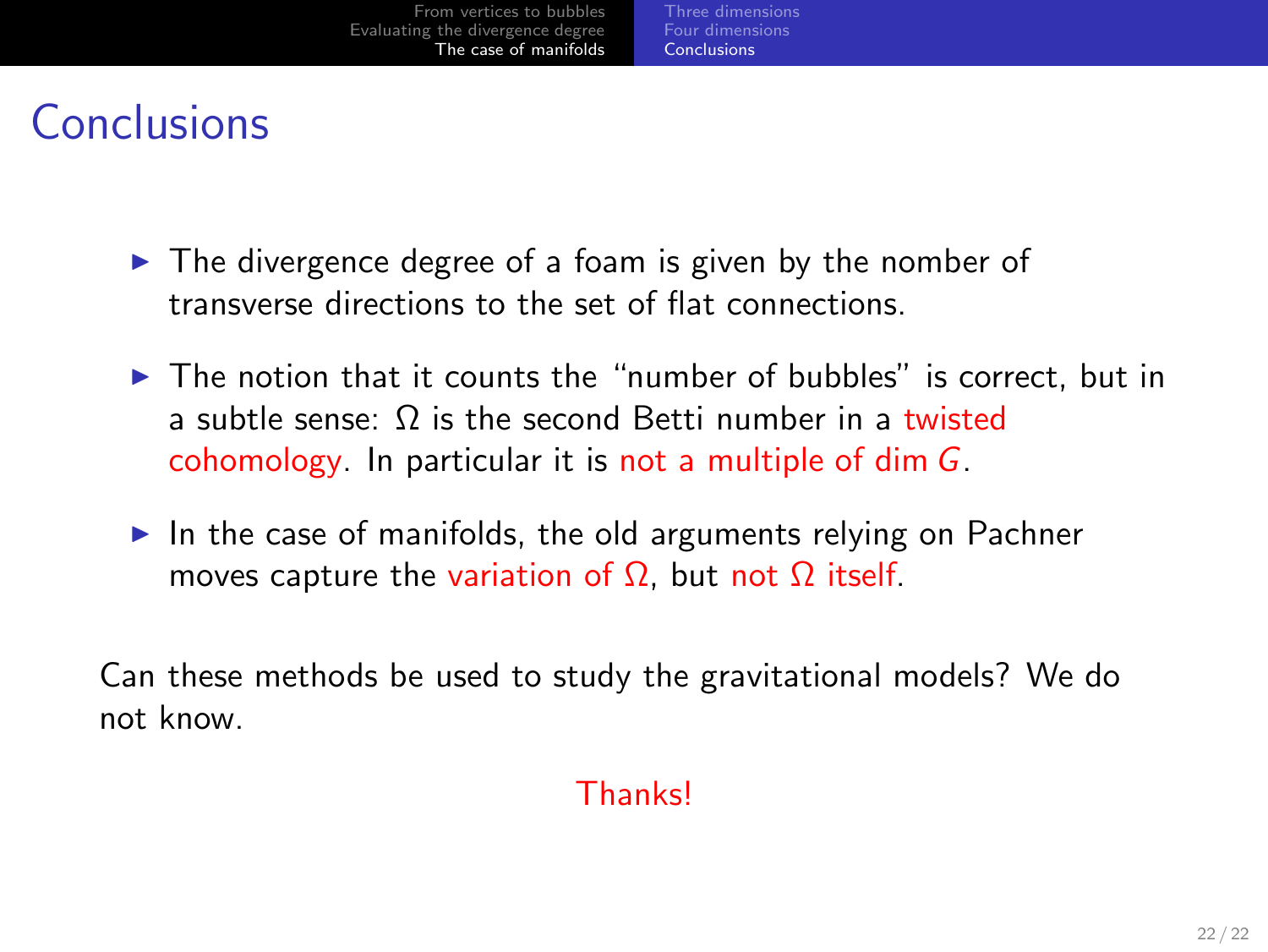# Conclusions

- The divergence degree of a foam is given by the nomber of transverse directions to the set of flat connections.
- The notion that it counts the "number of bubbles" is correct, but in a subtle sense: $\Omega$ is the second Betti number in a twisted cohomology. In particular it is not a multiple of $\dim G$.
- In the case of manifolds, the old arguments relying on Pachner moves capture the variation of $\Omega$, but not $\Omega$ itself.

Can these methods be used to study the gravitational models? We do not know.

Thanks!